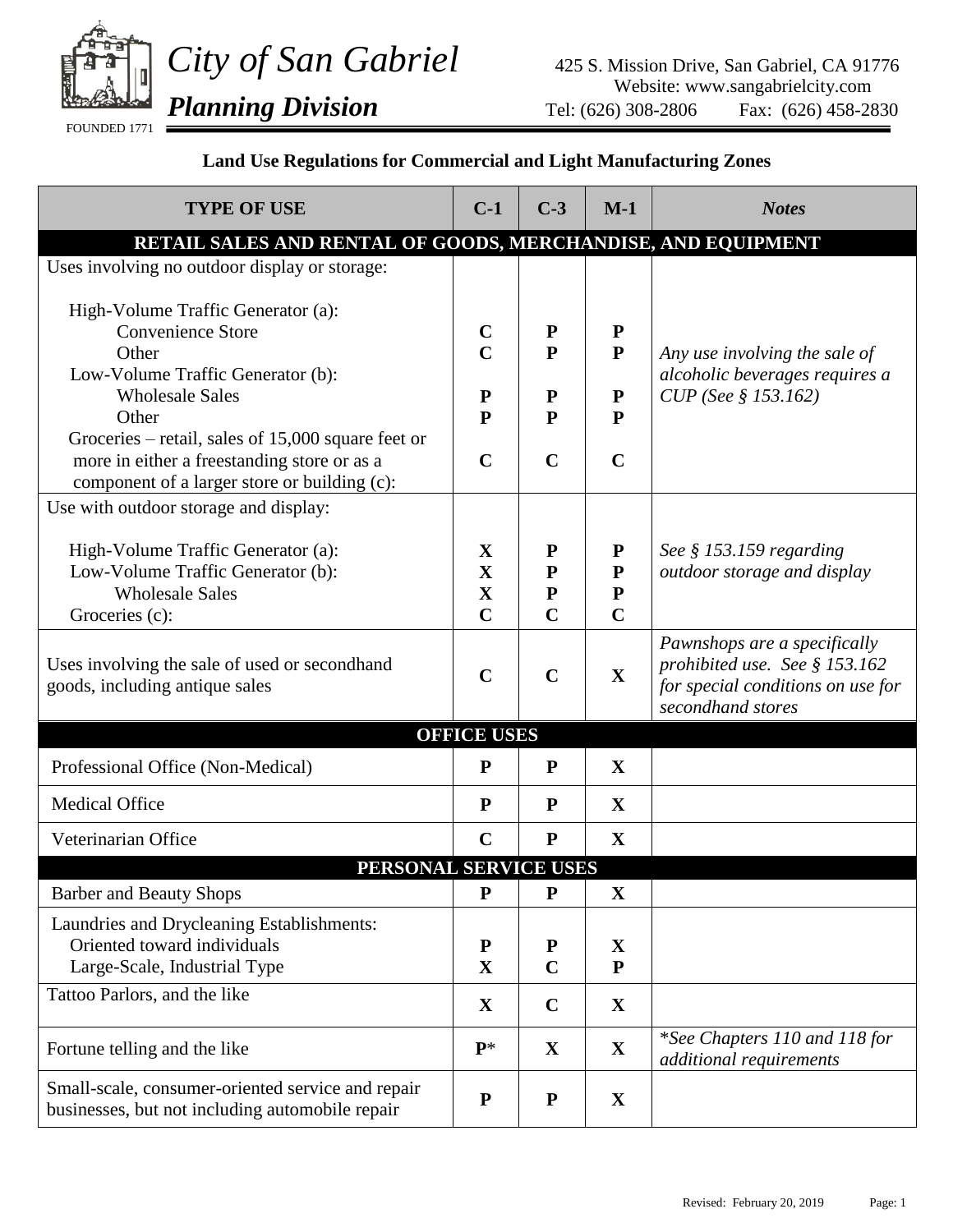# City of San Gabriel

## Planning Division

FOUNDED 1771

425 S. Mission Drive, San Gabriel, CA 91776
Website: www.sangabrielcity.com
Tel: (626) 308-2806 Fax: (626) 458-2830

**Land Use Regulations for Commercial and Light Manufacturing Zones**

| TYPE OF USE | C-1 | C-3 | M-1 | *Notes* |
|---|---|---|---|---|
| **RETAIL SALES AND RENTAL OF GOODS, MERCHANDISE, AND EQUIPMENT** | | | | |
| Uses involving no outdoor display or storage: | | | | |
| High-Volume Traffic Generator (a): | | | | |
| Convenience Store | **C** | **P** | **P** | *Any use involving the sale of alcoholic beverages requires a CUP (See § 153.162)* |
| Other | **C** | **P** | **P** | |
| Low-Volume Traffic Generator (b): | | | | |
| Wholesale Sales | **P** | **P** | **P** | |
| Other | **P** | **P** | **P** | |
| Groceries – retail, sales of 15,000 square feet or more in either a freestanding store or as a component of a larger store or building (c): | **C** | **C** | **C** | |
| Use with outdoor storage and display: | | | | |
| High-Volume Traffic Generator (a): | **X** | **P** | **P** | *See § 153.159 regarding outdoor storage and display* |
| Low-Volume Traffic Generator (b): | **X** | **P** | **P** | |
| Wholesale Sales | **X** | **P** | **P** | |
| Groceries (c): | **C** | **C** | **C** | |
| Uses involving the sale of used or secondhand goods, including antique sales | **C** | **C** | **X** | *Pawnshops are a specifically prohibited use. See § 153.162 for special conditions on use for secondhand stores* |
| **OFFICE USES** | | | | |
| Professional Office (Non-Medical) | **P** | **P** | **X** | |
| Medical Office | **P** | **P** | **X** | |
| Veterinarian Office | **C** | **P** | **X** | |
| **PERSONAL SERVICE USES** | | | | |
| Barber and Beauty Shops | **P** | **P** | **X** | |
| Laundries and Drycleaning Establishments: | | | | |
| Oriented toward individuals | **P** | **P** | **X** | |
| Large-Scale, Industrial Type | **X** | **C** | **P** | |
| Tattoo Parlors, and the like | **X** | **C** | **X** | |
| Fortune telling and the like | **P***\* | **X** | **X** | *\*See Chapters 110 and 118 for additional requirements* |
| Small-scale, consumer-oriented service and repair businesses, but not including automobile repair | **P** | **P** | **X** | |

Revised: February 20, 2019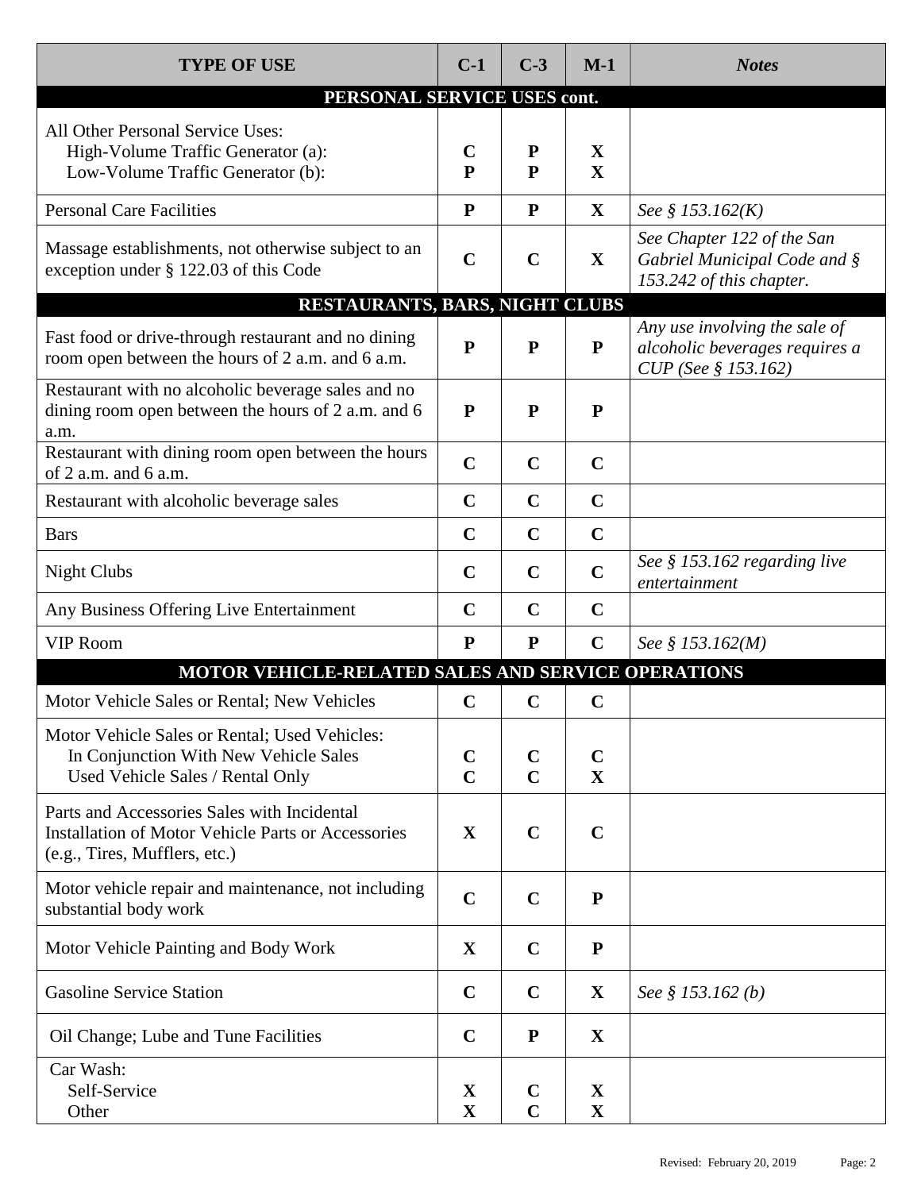| TYPE OF USE | C-1 | C-3 | M-1 | *Notes* |
|---|---|---|---|---|
| **PERSONAL SERVICE USES cont.** | | | | |
| All Other Personal Service Uses:<br>High-Volume Traffic Generator (a):<br>Low-Volume Traffic Generator (b): | <br>**C**<br>**P** | <br>**P**<br>**P** | <br>**X**<br>**X** | |
| Personal Care Facilities | **P** | **P** | **X** | *See § 153.162(K)* |
| Massage establishments, not otherwise subject to an exception under § 122.03 of this Code | **C** | **C** | **X** | *See Chapter 122 of the San Gabriel Municipal Code and § 153.242 of this chapter.* |
| **RESTAURANTS, BARS, NIGHT CLUBS** | | | | |
| Fast food or drive-through restaurant and no dining room open between the hours of 2 a.m. and 6 a.m. | **P** | **P** | **P** | *Any use involving the sale of alcoholic beverages requires a CUP (See § 153.162)* |
| Restaurant with no alcoholic beverage sales and no dining room open between the hours of 2 a.m. and 6 a.m. | **P** | **P** | **P** | |
| Restaurant with dining room open between the hours of 2 a.m. and 6 a.m. | **C** | **C** | **C** | |
| Restaurant with alcoholic beverage sales | **C** | **C** | **C** | |
| Bars | **C** | **C** | **C** | |
| Night Clubs | **C** | **C** | **C** | *See § 153.162 regarding live entertainment* |
| Any Business Offering Live Entertainment | **C** | **C** | **C** | |
| VIP Room | **P** | **P** | **C** | *See § 153.162(M)* |
| **MOTOR VEHICLE-RELATED SALES AND SERVICE OPERATIONS** | | | | |
| Motor Vehicle Sales or Rental; New Vehicles | **C** | **C** | **C** | |
| Motor Vehicle Sales or Rental; Used Vehicles:<br>In Conjunction With New Vehicle Sales<br>Used Vehicle Sales / Rental Only | <br>**C**<br>**C** | <br>**C**<br>**C** | <br>**C**<br>**X** | |
| Parts and Accessories Sales with Incidental Installation of Motor Vehicle Parts or Accessories (e.g., Tires, Mufflers, etc.) | **X** | **C** | **C** | |
| Motor vehicle repair and maintenance, not including substantial body work | **C** | **C** | **P** | |
| Motor Vehicle Painting and Body Work | **X** | **C** | **P** | |
| Gasoline Service Station | **C** | **C** | **X** | *See § 153.162 (b)* |
| Oil Change; Lube and Tune Facilities | **C** | **P** | **X** | |
| Car Wash:<br>Self-Service<br>Other | <br>**X**<br>**X** | <br>**C**<br>**C** | <br>**X**<br>**X** | |

Revised: February 20, 2019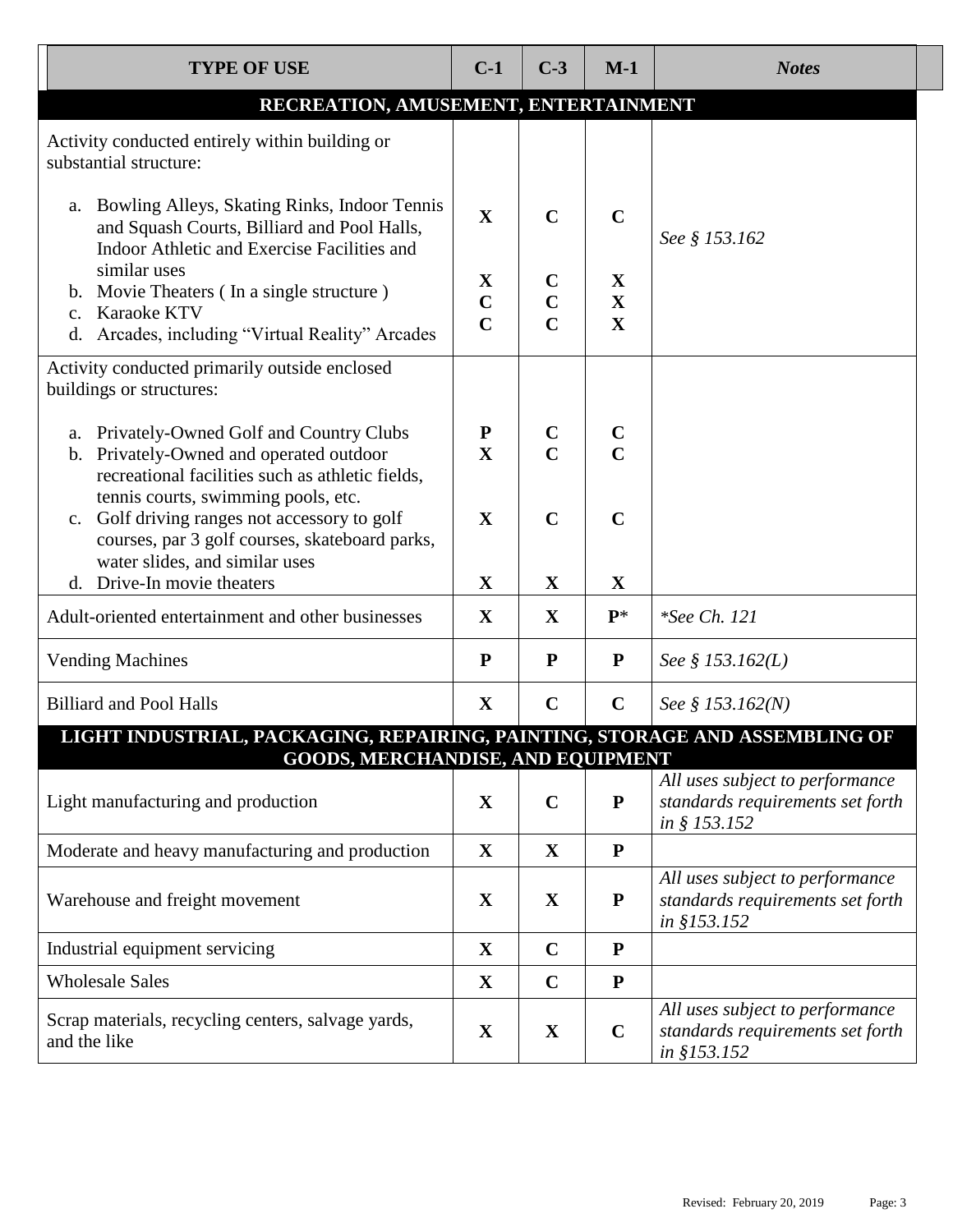| TYPE OF USE | C-1 | C-3 | M-1 | *Notes* |
|---|---|---|---|---|
| **RECREATION, AMUSEMENT, ENTERTAINMENT** | | | | |
| Activity conducted entirely within building or substantial structure: | | | | |
| a. Bowling Alleys, Skating Rinks, Indoor Tennis and Squash Courts, Billiard and Pool Halls, Indoor Athletic and Exercise Facilities and similar uses | **X** | **C** | **C** | *See § 153.162* |
| b. Movie Theaters ( In a single structure ) | **X** | **C** | **X** | |
| c. Karaoke KTV | **C** | **C** | **X** | |
| d. Arcades, including "Virtual Reality" Arcades | **C** | **C** | **X** | |
| Activity conducted primarily outside enclosed buildings or structures: | | | | |
| a. Privately-Owned Golf and Country Clubs | **P** | **C** | **C** | |
| b. Privately-Owned and operated outdoor recreational facilities such as athletic fields, tennis courts, swimming pools, etc. | **X** | **C** | **C** | |
| c. Golf driving ranges not accessory to golf courses, par 3 golf courses, skateboard parks, water slides, and similar uses | **X** | **C** | **C** | |
| d. Drive-In movie theaters | **X** | **X** | **X** | |
| Adult-oriented entertainment and other businesses | **X** | **X** | **P***| **See Ch. 121* |
| Vending Machines | **P** | **P** | **P** | *See § 153.162(L)* |
| Billiard and Pool Halls | **X** | **C** | **C** | *See § 153.162(N)* |
| **LIGHT INDUSTRIAL, PACKAGING, REPAIRING, PAINTING, STORAGE AND ASSEMBLING OF GOODS, MERCHANDISE, AND EQUIPMENT** | | | | |
| Light manufacturing and production | **X** | **C** | **P** | *All uses subject to performance standards requirements set forth in § 153.152* |
| Moderate and heavy manufacturing and production | **X** | **X** | **P** | |
| Warehouse and freight movement | **X** | **X** | **P** | *All uses subject to performance standards requirements set forth in §153.152* |
| Industrial equipment servicing | **X** | **C** | **P** | |
| Wholesale Sales | **X** | **C** | **P** | |
| Scrap materials, recycling centers, salvage yards, and the like | **X** | **X** | **C** | *All uses subject to performance standards requirements set forth in §153.152* |

Revised: February 20, 2019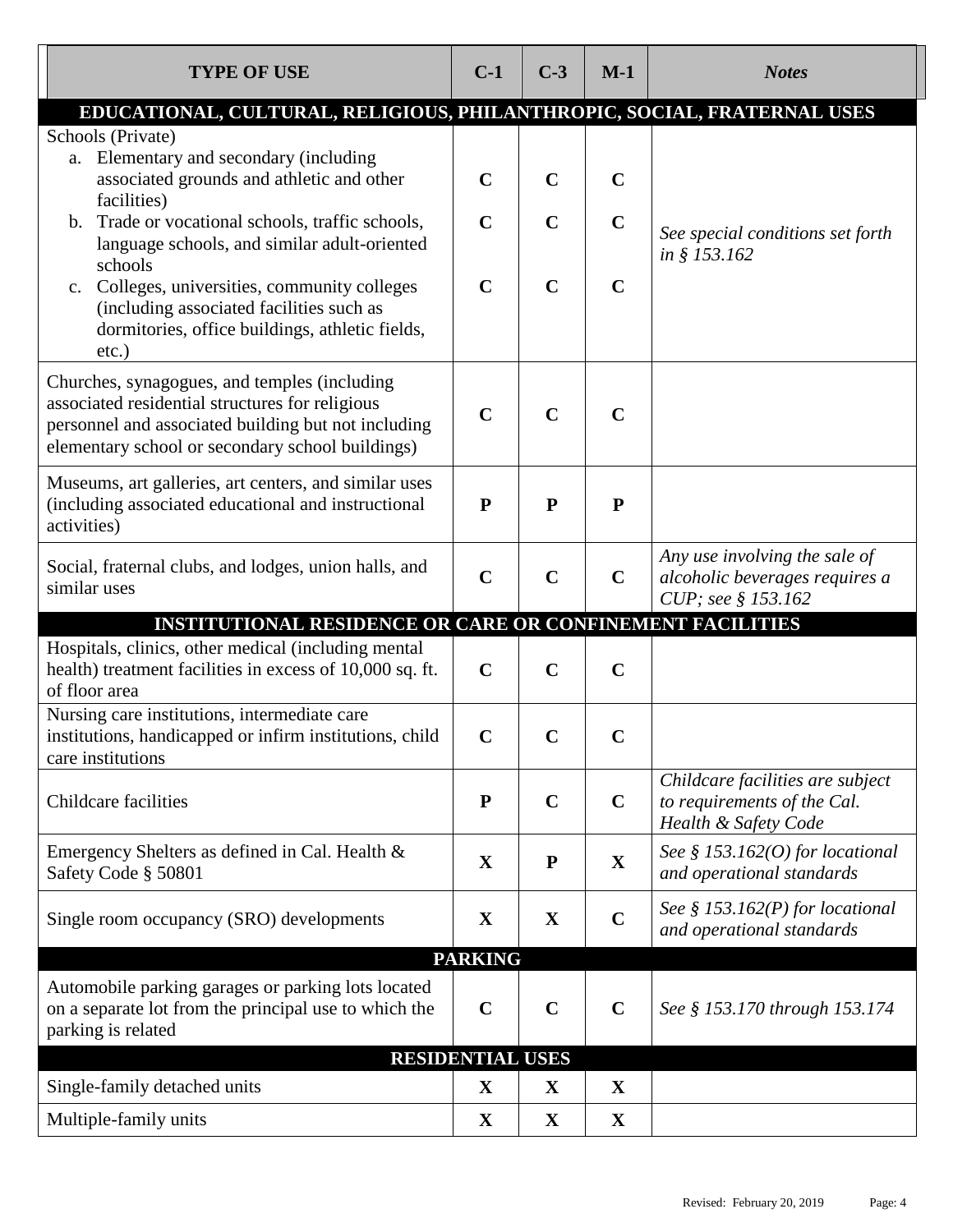| TYPE OF USE | C-1 | C-3 | M-1 | *Notes* |
|---|---|---|---|---|
| **EDUCATIONAL, CULTURAL, RELIGIOUS, PHILANTHROPIC, SOCIAL, FRATERNAL USES** | | | | |
| Schools (Private)<br>a. Elementary and secondary (including associated grounds and athletic and other facilities)<br>b. Trade or vocational schools, traffic schools, language schools, and similar adult-oriented schools<br>c. Colleges, universities, community colleges (including associated facilities such as dormitories, office buildings, athletic fields, etc.) | **C**<br>**C**<br>**C** | **C**<br>**C**<br>**C** | **C**<br>**C**<br>**C** | *See special conditions set forth in § 153.162* |
| Churches, synagogues, and temples (including associated residential structures for religious personnel and associated building but not including elementary school or secondary school buildings) | **C** | **C** | **C** | |
| Museums, art galleries, art centers, and similar uses (including associated educational and instructional activities) | **P** | **P** | **P** | |
| Social, fraternal clubs, and lodges, union halls, and similar uses | **C** | **C** | **C** | *Any use involving the sale of alcoholic beverages requires a CUP; see § 153.162* |
| **INSTITUTIONAL RESIDENCE OR CARE OR CONFINEMENT FACILITIES** | | | | |
| Hospitals, clinics, other medical (including mental health) treatment facilities in excess of 10,000 sq. ft. of floor area | **C** | **C** | **C** | |
| Nursing care institutions, intermediate care institutions, handicapped or infirm institutions, child care institutions | **C** | **C** | **C** | |
| Childcare facilities | **P** | **C** | **C** | *Childcare facilities are subject to requirements of the Cal. Health & Safety Code* |
| Emergency Shelters as defined in Cal. Health & Safety Code § 50801 | **X** | **P** | **X** | *See § 153.162(O) for locational and operational standards* |
| Single room occupancy (SRO) developments | **X** | **X** | **C** | *See § 153.162(P) for locational and operational standards* |
| **PARKING** | | | | |
| Automobile parking garages or parking lots located on a separate lot from the principal use to which the parking is related | **C** | **C** | **C** | *See § 153.170 through 153.174* |
| **RESIDENTIAL USES** | | | | |
| Single-family detached units | **X** | **X** | **X** | |
| Multiple-family units | **X** | **X** | **X** | |

Revised: February 20, 2019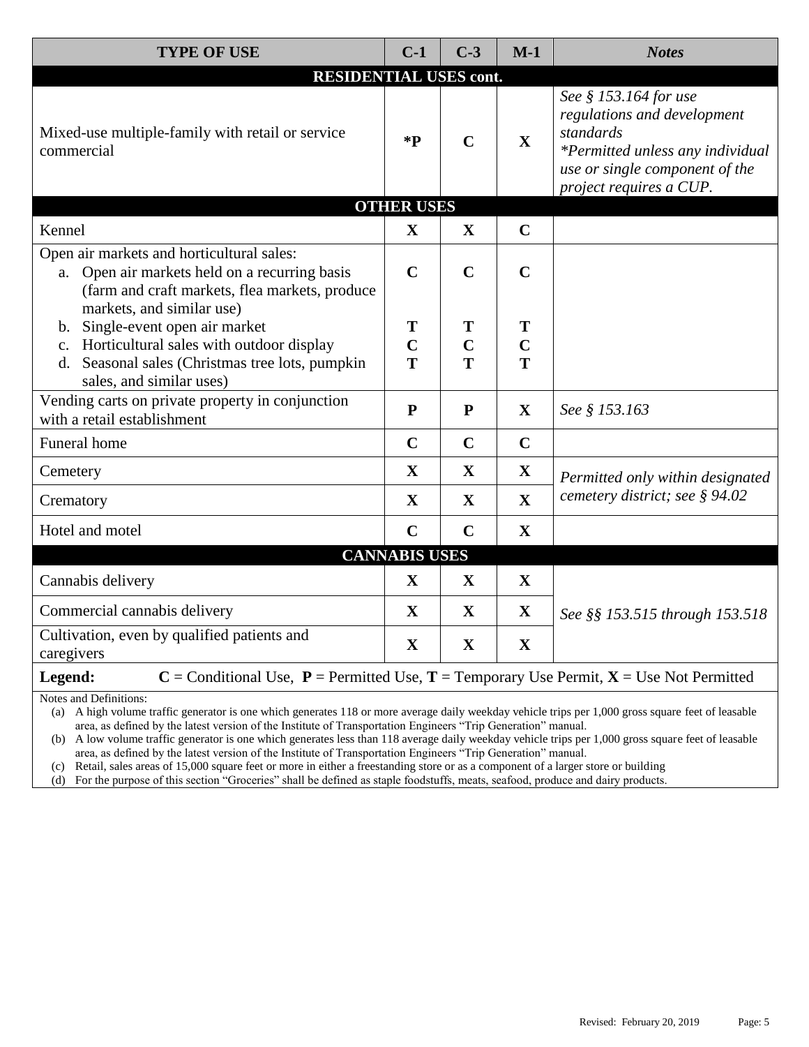| TYPE OF USE | C-1 | C-3 | M-1 | *Notes* |
|---|---|---|---|---|
| **RESIDENTIAL USES cont.** | | | | |
| Mixed-use multiple-family with retail or service commercial | **\*P** | **C** | **X** | *See § 153.164 for use regulations and development standards*<br>*\*Permitted unless any individual use or single component of the project requires a CUP.* |
| **OTHER USES** | | | | |
| Kennel | **X** | **X** | **C** | |
| Open air markets and horticultural sales:<br>a. Open air markets held on a recurring basis (farm and craft markets, flea markets, produce markets, and similar use)<br>b. Single-event open air market<br>c. Horticultural sales with outdoor display<br>d. Seasonal sales (Christmas tree lots, pumpkin sales, and similar uses) | <br>**C**<br><br>**T**<br>**C**<br>**T** | <br>**C**<br><br>**T**<br>**C**<br>**T** | <br>**C**<br><br>**T**<br>**C**<br>**T** | |
| Vending carts on private property in conjunction with a retail establishment | **P** | **P** | **X** | *See § 153.163* |
| Funeral home | **C** | **C** | **C** | |
| Cemetery | **X** | **X** | **X** | *Permitted only within designated cemetery district; see § 94.02* |
| Crematory | **X** | **X** | **X** | |
| Hotel and motel | **C** | **C** | **X** | |
| **CANNABIS USES** | | | | |
| Cannabis delivery | **X** | **X** | **X** | *See §§ 153.515 through 153.518* |
| Commercial cannabis delivery | **X** | **X** | **X** | |
| Cultivation, even by qualified patients and caregivers | **X** | **X** | **X** | |

**Legend:** **C** = Conditional Use, **P** = Permitted Use, **T** = Temporary Use Permit, **X** = Use Not Permitted

Notes and Definitions:

(a) A high volume traffic generator is one which generates 118 or more average daily weekday vehicle trips per 1,000 gross square feet of leasable area, as defined by the latest version of the Institute of Transportation Engineers "Trip Generation" manual.

(b) A low volume traffic generator is one which generates less than 118 average daily weekday vehicle trips per 1,000 gross square feet of leasable area, as defined by the latest version of the Institute of Transportation Engineers "Trip Generation" manual.

(c) Retail, sales areas of 15,000 square feet or more in either a freestanding store or as a component of a larger store or building

(d) For the purpose of this section "Groceries" shall be defined as staple foodstuffs, meats, seafood, produce and dairy products.

Revised: February 20, 2019